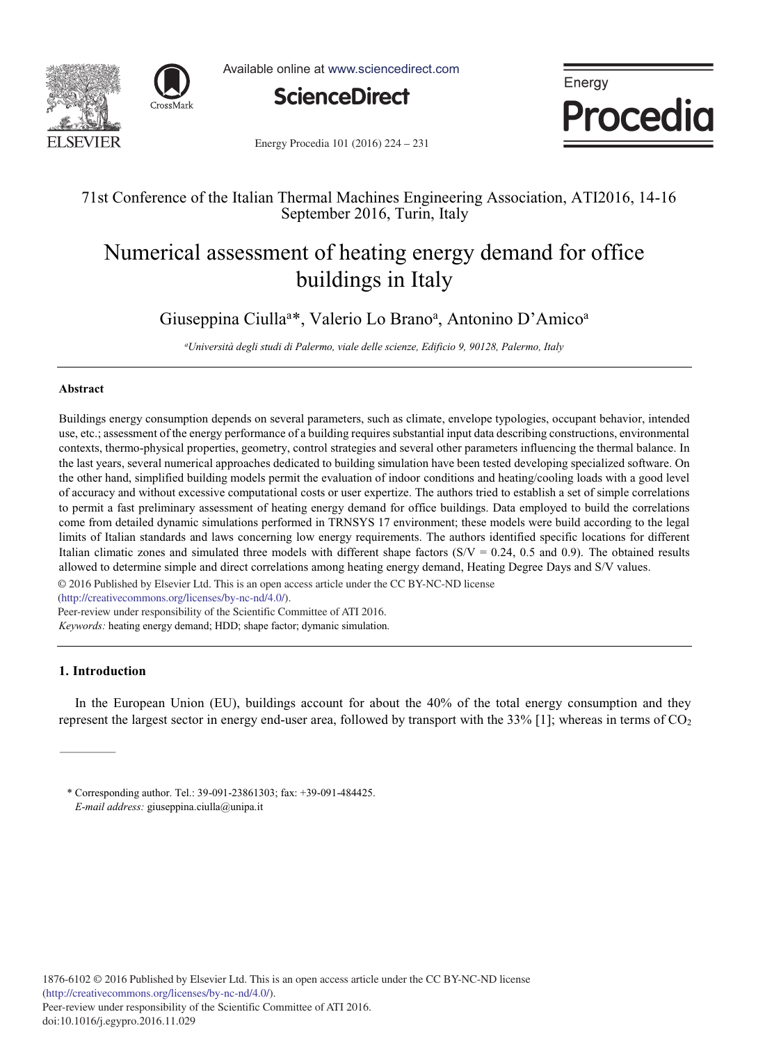71st Conference of the Italian Thermal Machines Engineering Association, ATI2016, 14-16 September 2016, Turin, Italy

# Numerical assessment of heating energy demand for office buildings in Italy

Giuseppina Ciulla[a]*, Valerio Lo Brano[a], Antonino D'Amico[a]

[a]*Università degli studi di Palermo, viale delle scienze, Edificio 9, 90128, Palermo, Italy*

---

### Abstract

Buildings energy consumption depends on several parameters, such as climate, envelope typologies, occupant behavior, intended use, etc.; assessment of the energy performance of a building requires substantial input data describing constructions, environmental contexts, thermo-physical properties, geometry, control strategies and several other parameters influencing the thermal balance. In the last years, several numerical approaches dedicated to building simulation have been tested developing specialized software. On the other hand, simplified building models permit the evaluation of indoor conditions and heating/cooling loads with a good level of accuracy and without excessive computational costs or user expertize. The authors tried to establish a set of simple correlations to permit a fast preliminary assessment of heating energy demand for office buildings. Data employed to build the correlations come from detailed dynamic simulations performed in TRNSYS 17 environment; these models were build according to the legal limits of Italian standards and laws concerning low energy requirements. The authors identified specific locations for different Italian climatic zones and simulated three models with different shape factors (S/V = 0.24, 0.5 and 0.9). The obtained results allowed to determine simple and direct correlations among heating energy demand, Heating Degree Days and S/V values.

© 2016 Published by Elsevier Ltd. This is an open access article under the CC BY-NC-ND license (http://creativecommons.org/licenses/by-nc-nd/4.0/).

Peer-review under responsibility of the Scientific Committee of ATI 2016.

*Keywords:* heating energy demand; HDD; shape factor; dymanic simulation.

---

## 1. Introduction

In the European Union (EU), buildings account for about the 40% of the total energy consumption and they represent the largest sector in energy end-user area, followed by transport with the 33% [1]; whereas in terms of $CO_2$

---

\* Corresponding author. Tel.: 39-091-23861303; fax: +39-091-484425.
*E-mail address:* giuseppina.ciulla@unipa.it

1876-6102 © 2016 Published by Elsevier Ltd. This is an open access article under the CC BY-NC-ND license (http://creativecommons.org/licenses/by-nc-nd/4.0/).
Peer-review under responsibility of the Scientific Committee of ATI 2016.
doi:10.1016/j.egypro.2016.11.029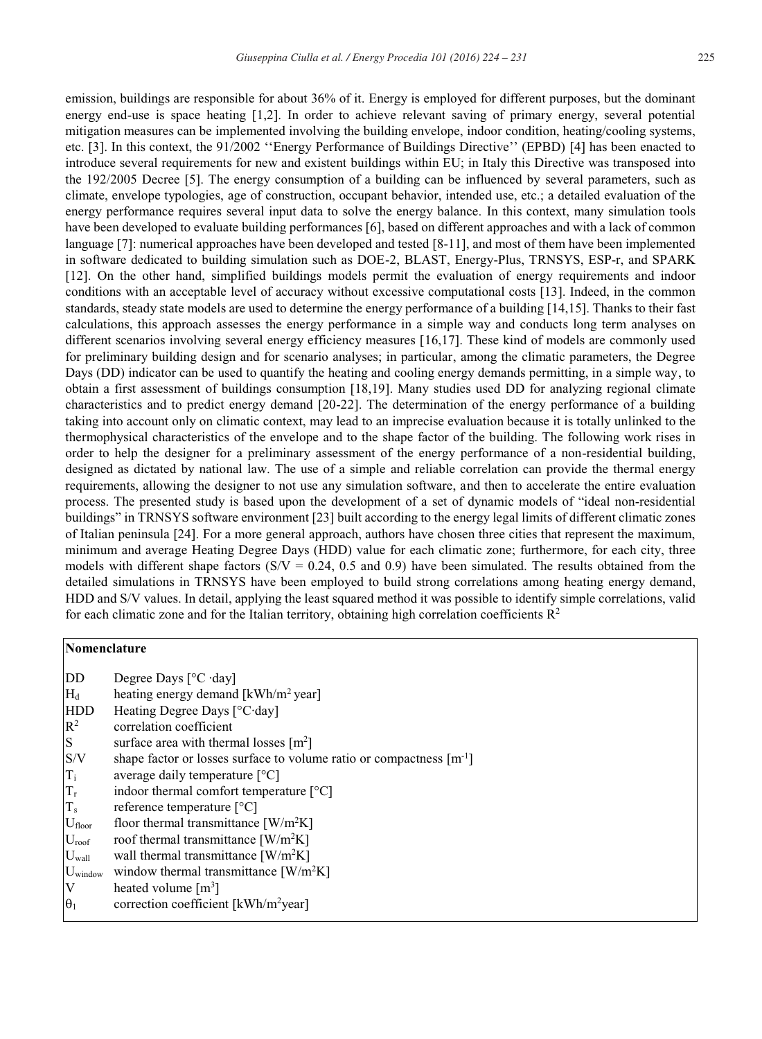emission, buildings are responsible for about 36% of it. Energy is employed for different purposes, but the dominant energy end-use is space heating [1,2]. In order to achieve relevant saving of primary energy, several potential mitigation measures can be implemented involving the building envelope, indoor condition, heating/cooling systems, etc. [3]. In this context, the 91/2002 ''Energy Performance of Buildings Directive'' (EPBD) [4] has been enacted to introduce several requirements for new and existent buildings within EU; in Italy this Directive was transposed into the 192/2005 Decree [5]. The energy consumption of a building can be influenced by several parameters, such as climate, envelope typologies, age of construction, occupant behavior, intended use, etc.; a detailed evaluation of the energy performance requires several input data to solve the energy balance. In this context, many simulation tools have been developed to evaluate building performances [6], based on different approaches and with a lack of common language [7]: numerical approaches have been developed and tested [8-11], and most of them have been implemented in software dedicated to building simulation such as DOE-2, BLAST, Energy-Plus, TRNSYS, ESP-r, and SPARK [12]. On the other hand, simplified buildings models permit the evaluation of energy requirements and indoor conditions with an acceptable level of accuracy without excessive computational costs [13]. Indeed, in the common standards, steady state models are used to determine the energy performance of a building [14,15]. Thanks to their fast calculations, this approach assesses the energy performance in a simple way and conducts long term analyses on different scenarios involving several energy efficiency measures [16,17]. These kind of models are commonly used for preliminary building design and for scenario analyses; in particular, among the climatic parameters, the Degree Days (DD) indicator can be used to quantify the heating and cooling energy demands permitting, in a simple way, to obtain a first assessment of buildings consumption [18,19]. Many studies used DD for analyzing regional climate characteristics and to predict energy demand [20-22]. The determination of the energy performance of a building taking into account only on climatic context, may lead to an imprecise evaluation because it is totally unlinked to the thermophysical characteristics of the envelope and to the shape factor of the building. The following work rises in order to help the designer for a preliminary assessment of the energy performance of a non-residential building, designed as dictated by national law. The use of a simple and reliable correlation can provide the thermal energy requirements, allowing the designer to not use any simulation software, and then to accelerate the entire evaluation process. The presented study is based upon the development of a set of dynamic models of "ideal non-residential buildings" in TRNSYS software environment [23] built according to the energy legal limits of different climatic zones of Italian peninsula [24]. For a more general approach, authors have chosen three cities that represent the maximum, minimum and average Heating Degree Days (HDD) value for each climatic zone; furthermore, for each city, three models with different shape factors (S/V = 0.24, 0.5 and 0.9) have been simulated. The results obtained from the detailed simulations in TRNSYS have been employed to build strong correlations among heating energy demand, HDD and S/V values. In detail, applying the least squared method it was possible to identify simple correlations, valid for each climatic zone and for the Italian territory, obtaining high correlation coefficients $R^2$

**Nomenclature**

| | |
|---|---|
| DD | Degree Days [°C ·day] |
| $H_d$ | heating energy demand [kWh/m$^2$ year] |
| HDD | Heating Degree Days [°C·day] |
| $R^2$ | correlation coefficient |
| S | surface area with thermal losses [m$^2$] |
| S/V | shape factor or losses surface to volume ratio or compactness [m$^{-1}$] |
| $T_i$ | average daily temperature [°C] |
| $T_r$ | indoor thermal comfort temperature [°C] |
| $T_s$ | reference temperature [°C] |
| $U_{floor}$ | floor thermal transmittance [W/m$^2$K] |
| $U_{roof}$ | roof thermal transmittance [W/m$^2$K] |
| $U_{wall}$ | wall thermal transmittance [W/m$^2$K] |
| $U_{window}$ | window thermal transmittance [W/m$^2$K] |
| V | heated volume [m$^3$] |
| $\theta_1$ | correction coefficient [kWh/m$^2$year] |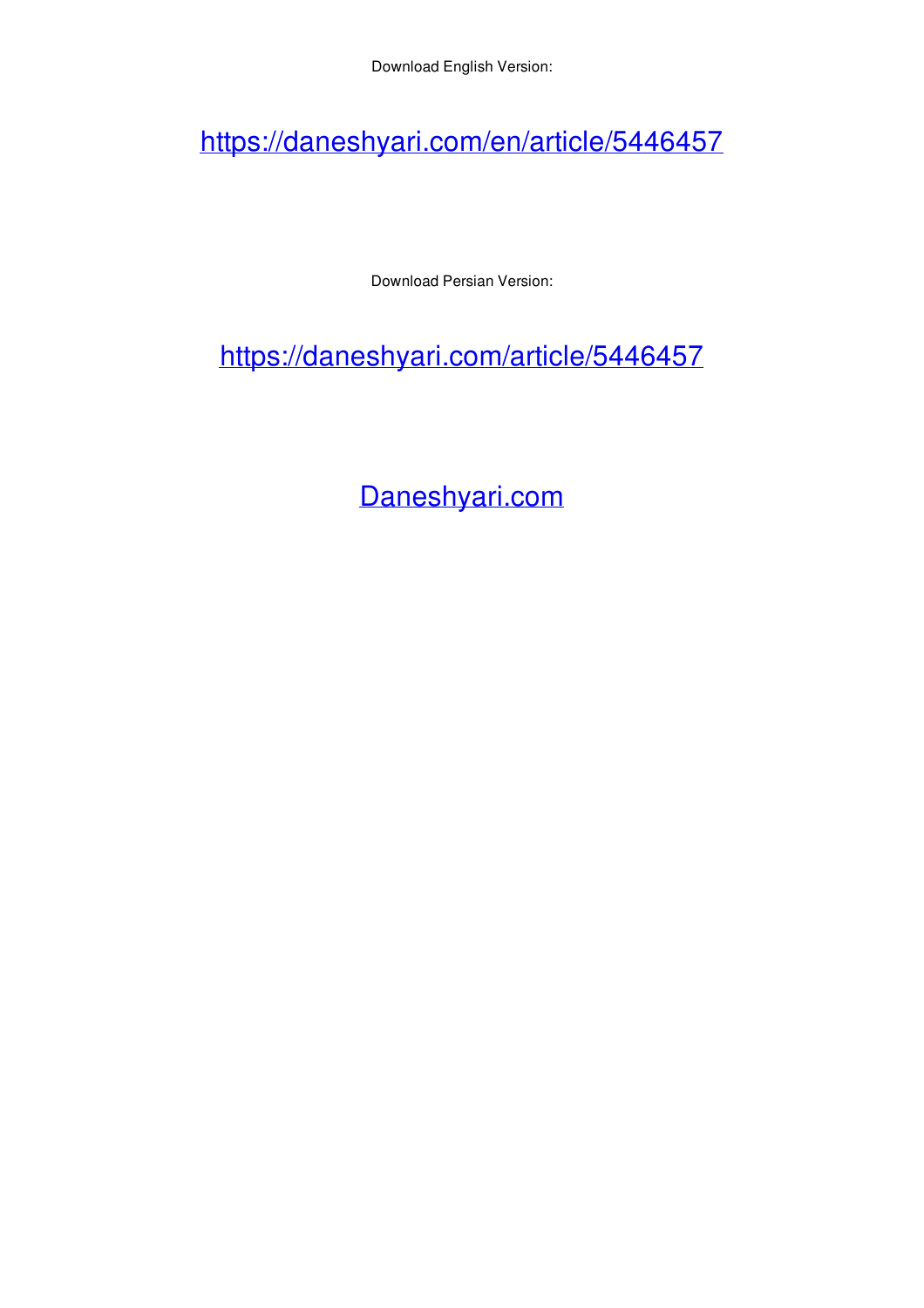Download English Version:

https://daneshyari.com/en/article/5446457

Download Persian Version:

https://daneshyari.com/article/5446457

Daneshyari.com